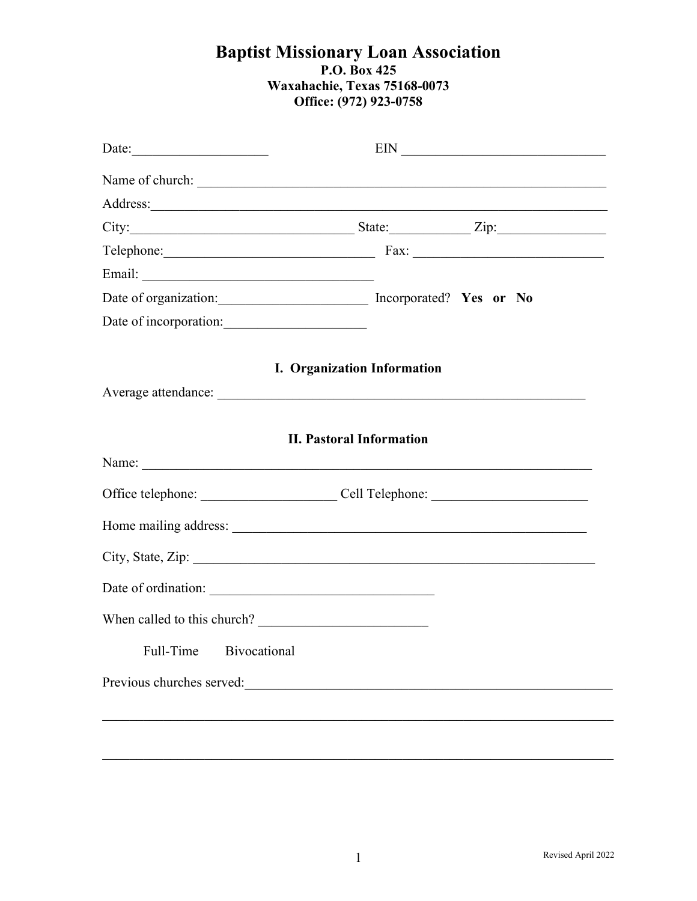# Baptist Missionary Loan Association

**P.O. Box 425**
**Waxahachie, Texas 75168-0073**
**Office: (972) 923-0758**

Date:____________________ EIN ______________________________

Name of church: ____________________________________________________________

Address:____________________________________________________________________

City:_________________________________ State:____________ Zip:________________

Telephone:_______________________________ Fax: ____________________________

Email: __________________________________

Date of organization:______________________ Incorporated? **Yes or No**

Date of incorporation:____________________

## I. Organization Information

Average attendance: ________________________________________________________

## II. Pastoral Information

Name: ____________________________________________________________________

Office telephone: ____________________ Cell Telephone: _______________________

Home mailing address: ______________________________________________________

City, State, Zip: __________________________________________________________

Date of ordination: _________________________________

When called to this church? _________________________

Full-Time Bivocational

Previous churches served:___________________________________________________

____________________________________________________________________________

____________________________________________________________________________

Revised April 2022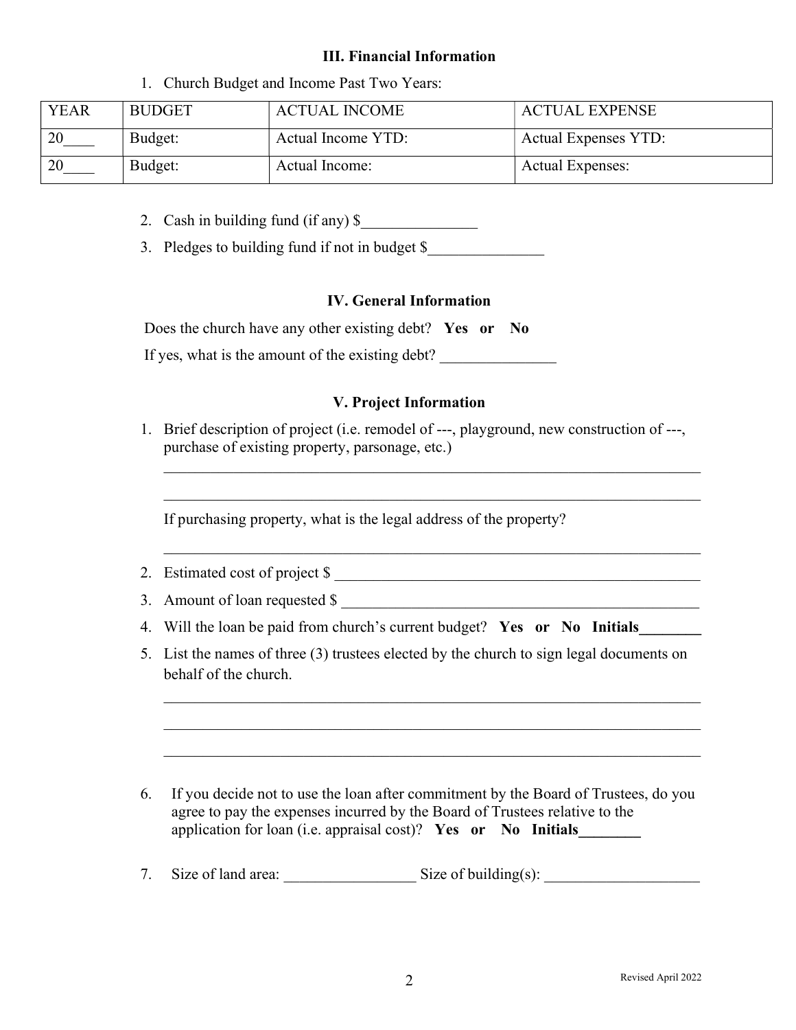### III. Financial Information

1. Church Budget and Income Past Two Years:

| YEAR | BUDGET | ACTUAL INCOME | ACTUAL EXPENSE |
|---|---|---|---|
| 20____ | Budget: | Actual Income YTD: | Actual Expenses YTD: |
| 20____ | Budget: | Actual Income: | Actual Expenses: |

2. Cash in building fund (if any) $_______________
3. Pledges to building fund if not in budget $_______________

### IV. General Information

Does the church have any other existing debt? **Yes or No**

If yes, what is the amount of the existing debt? _______________

### V. Project Information

1. Brief description of project (i.e. remodel of ---, playground, new construction of ---, purchase of existing property, parsonage, etc.)

   ______________________________________________________________________

   ______________________________________________________________________

   If purchasing property, what is the legal address of the property?

   ______________________________________________________________________

2. Estimated cost of project $ ________________________________________________
3. Amount of loan requested $ ______________________________________________
4. Will the loan be paid from church's current budget? **Yes or No Initials________**
5. List the names of three (3) trustees elected by the church to sign legal documents on behalf of the church.

   ______________________________________________________________________

   ______________________________________________________________________

   ______________________________________________________________________

6. If you decide not to use the loan after commitment by the Board of Trustees, do you agree to pay the expenses incurred by the Board of Trustees relative to the application for loan (i.e. appraisal cost)? **Yes or No Initials________**

7. Size of land area: _________________ Size of building(s): ____________________

Revised April 2022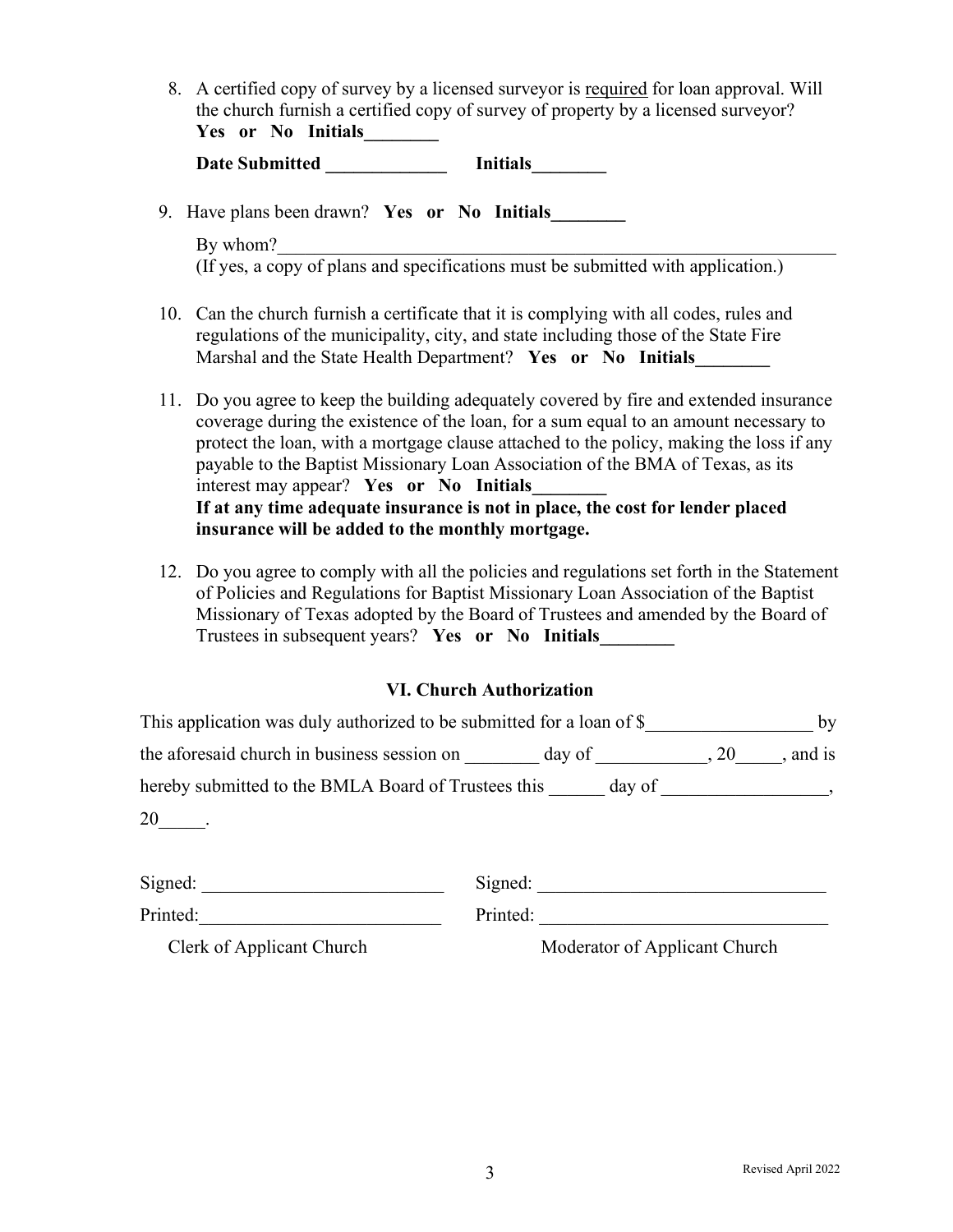8. A certified copy of survey by a licensed surveyor is <u>required</u> for loan approval. Will the church furnish a certified copy of survey of property by a licensed surveyor?
   **Yes or No Initials________**

   **Date Submitted _____________ Initials________**

9. Have plans been drawn? **Yes or No Initials________**

   By whom?_______________________________________________________________
   (If yes, a copy of plans and specifications must be submitted with application.)

10. Can the church furnish a certificate that it is complying with all codes, rules and regulations of the municipality, city, and state including those of the State Fire Marshal and the State Health Department? **Yes or No Initials________**

11. Do you agree to keep the building adequately covered by fire and extended insurance coverage during the existence of the loan, for a sum equal to an amount necessary to protect the loan, with a mortgage clause attached to the policy, making the loss if any payable to the Baptist Missionary Loan Association of the BMA of Texas, as its interest may appear? **Yes or No Initials________**
    **If at any time adequate insurance is not in place, the cost for lender placed insurance will be added to the monthly mortgage.**

12. Do you agree to comply with all the policies and regulations set forth in the Statement of Policies and Regulations for Baptist Missionary Loan Association of the Baptist Missionary of Texas adopted by the Board of Trustees and amended by the Board of Trustees in subsequent years? **Yes or No Initials________**

### VI. Church Authorization

This application was duly authorized to be submitted for a loan of $__________________ by the aforesaid church in business session on ________ day of ____________, 20_____, and is hereby submitted to the BMLA Board of Trustees this ______ day of __________________, 20_____.

Signed: __________________________ Signed: ________________________________

Printed:__________________________ Printed: _______________________________

Clerk of Applicant Church Moderator of Applicant Church

Revised April 2022